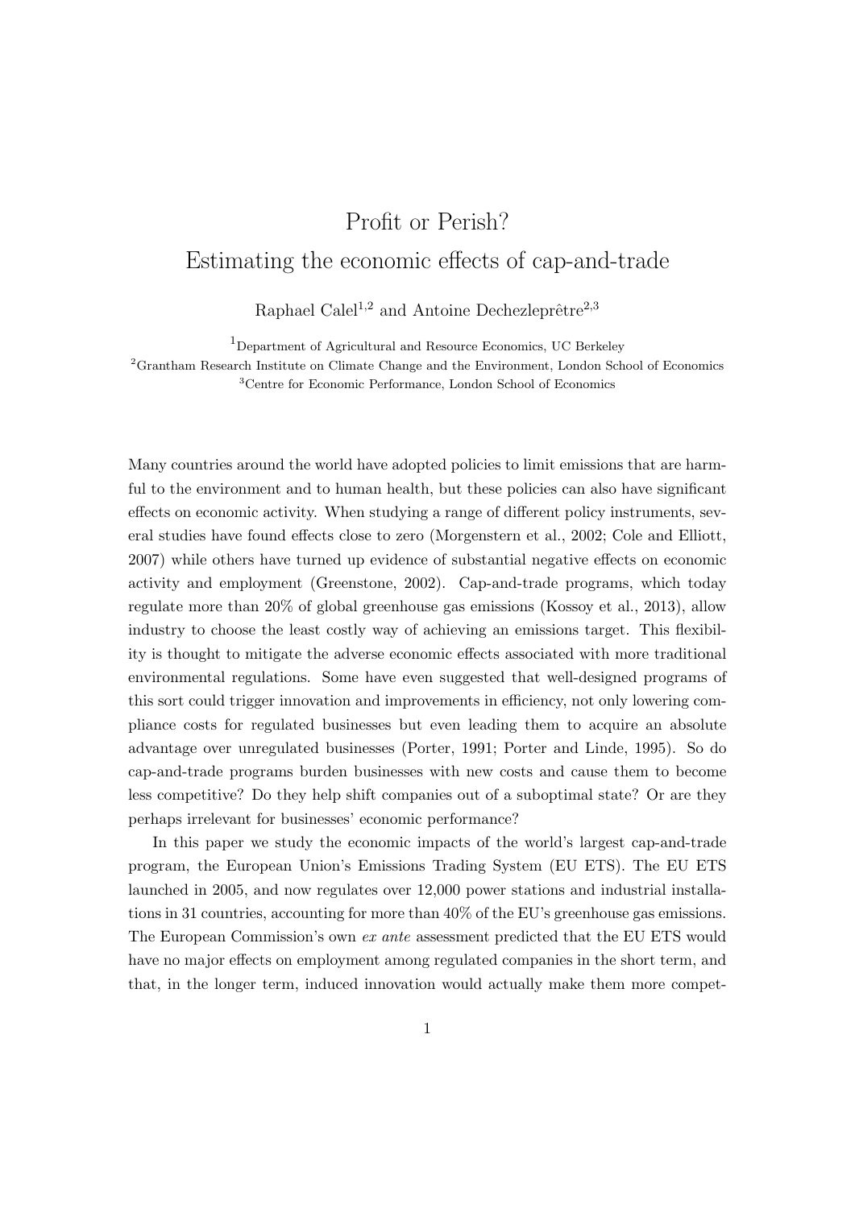# Profit or Perish?
# Estimating the economic effects of cap-and-trade

Raphael Calel[1,2] and Antoine Dechezleprêtre[2,3]

[1]Department of Agricultural and Resource Economics, UC Berkeley
[2]Grantham Research Institute on Climate Change and the Environment, London School of Economics
[3]Centre for Economic Performance, London School of Economics

Many countries around the world have adopted policies to limit emissions that are harmful to the environment and to human health, but these policies can also have significant effects on economic activity. When studying a range of different policy instruments, several studies have found effects close to zero (Morgenstern et al., 2002; Cole and Elliott, 2007) while others have turned up evidence of substantial negative effects on economic activity and employment (Greenstone, 2002). Cap-and-trade programs, which today regulate more than 20% of global greenhouse gas emissions (Kossoy et al., 2013), allow industry to choose the least costly way of achieving an emissions target. This flexibility is thought to mitigate the adverse economic effects associated with more traditional environmental regulations. Some have even suggested that well-designed programs of this sort could trigger innovation and improvements in efficiency, not only lowering compliance costs for regulated businesses but even leading them to acquire an absolute advantage over unregulated businesses (Porter, 1991; Porter and Linde, 1995). So do cap-and-trade programs burden businesses with new costs and cause them to become less competitive? Do they help shift companies out of a suboptimal state? Or are they perhaps irrelevant for businesses' economic performance?

In this paper we study the economic impacts of the world's largest cap-and-trade program, the European Union's Emissions Trading System (EU ETS). The EU ETS launched in 2005, and now regulates over 12,000 power stations and industrial installations in 31 countries, accounting for more than 40% of the EU's greenhouse gas emissions. The European Commission's own *ex ante* assessment predicted that the EU ETS would have no major effects on employment among regulated companies in the short term, and that, in the longer term, induced innovation would actually make them more compet-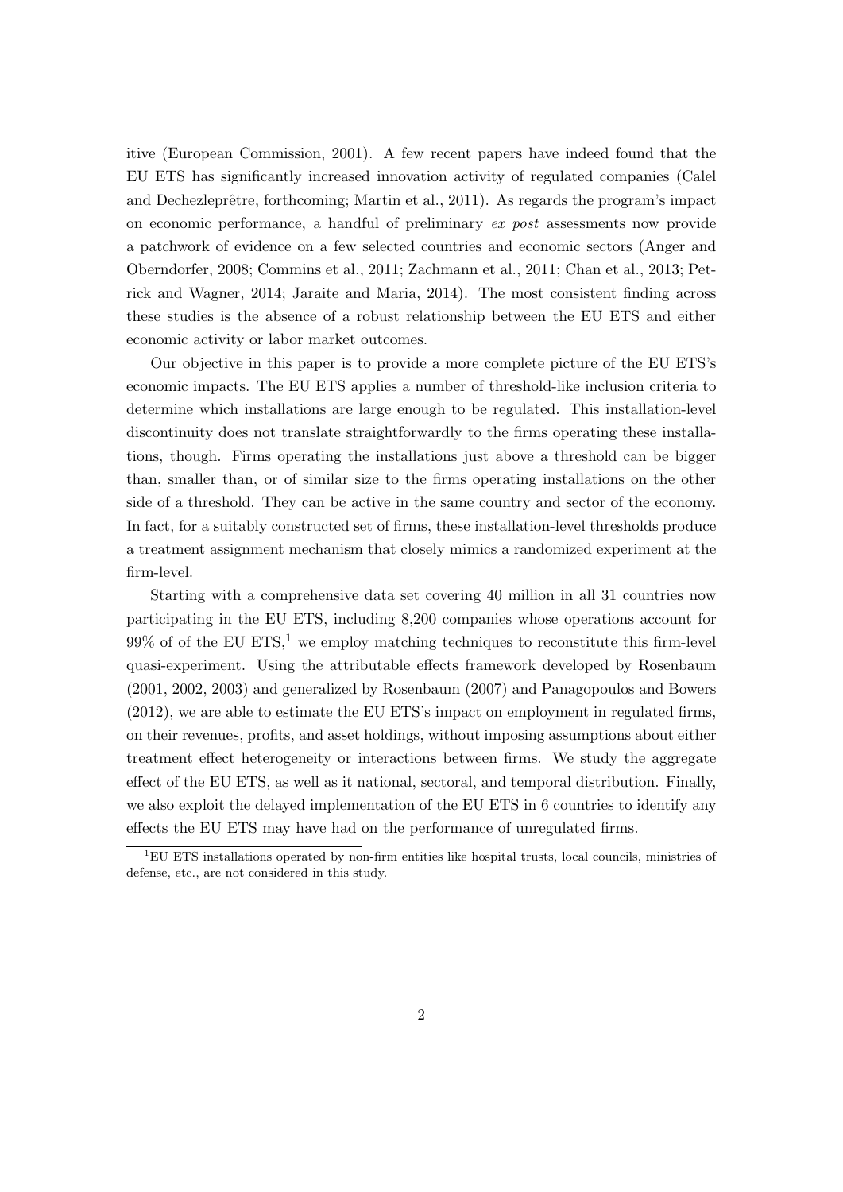itive (European Commission, 2001). A few recent papers have indeed found that the EU ETS has significantly increased innovation activity of regulated companies (Calel and Dechezleprêtre, forthcoming; Martin et al., 2011). As regards the program's impact on economic performance, a handful of preliminary *ex post* assessments now provide a patchwork of evidence on a few selected countries and economic sectors (Anger and Oberndorfer, 2008; Commins et al., 2011; Zachmann et al., 2011; Chan et al., 2013; Petrick and Wagner, 2014; Jaraite and Maria, 2014). The most consistent finding across these studies is the absence of a robust relationship between the EU ETS and either economic activity or labor market outcomes.

Our objective in this paper is to provide a more complete picture of the EU ETS's economic impacts. The EU ETS applies a number of threshold-like inclusion criteria to determine which installations are large enough to be regulated. This installation-level discontinuity does not translate straightforwardly to the firms operating these installations, though. Firms operating the installations just above a threshold can be bigger than, smaller than, or of similar size to the firms operating installations on the other side of a threshold. They can be active in the same country and sector of the economy. In fact, for a suitably constructed set of firms, these installation-level thresholds produce a treatment assignment mechanism that closely mimics a randomized experiment at the firm-level.

Starting with a comprehensive data set covering 40 million in all 31 countries now participating in the EU ETS, including 8,200 companies whose operations account for 99% of of the EU ETS,[1] we employ matching techniques to reconstitute this firm-level quasi-experiment. Using the attributable effects framework developed by Rosenbaum (2001, 2002, 2003) and generalized by Rosenbaum (2007) and Panagopoulos and Bowers (2012), we are able to estimate the EU ETS's impact on employment in regulated firms, on their revenues, profits, and asset holdings, without imposing assumptions about either treatment effect heterogeneity or interactions between firms. We study the aggregate effect of the EU ETS, as well as it national, sectoral, and temporal distribution. Finally, we also exploit the delayed implementation of the EU ETS in 6 countries to identify any effects the EU ETS may have had on the performance of unregulated firms.

[1] EU ETS installations operated by non-firm entities like hospital trusts, local councils, ministries of defense, etc., are not considered in this study.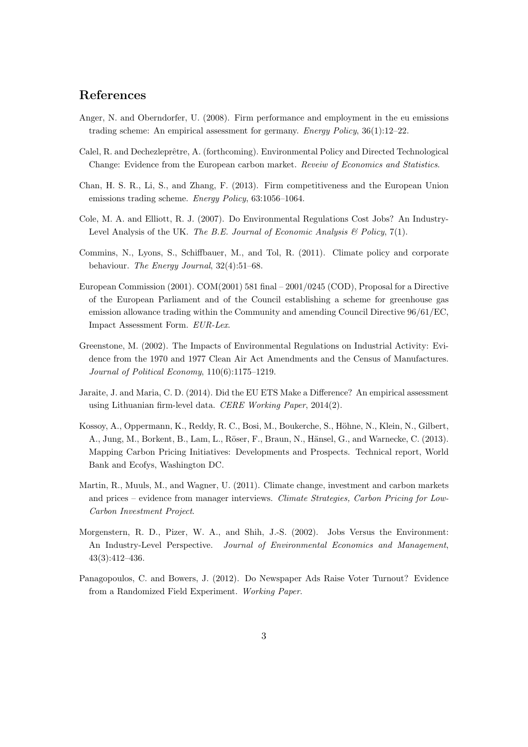## References

Anger, N. and Oberndorfer, U. (2008). Firm performance and employment in the eu emissions trading scheme: An empirical assessment for germany. *Energy Policy*, 36(1):12–22.

Calel, R. and Dechezleprêtre, A. (forthcoming). Environmental Policy and Directed Technological Change: Evidence from the European carbon market. *Reveiw of Economics and Statistics*.

Chan, H. S. R., Li, S., and Zhang, F. (2013). Firm competitiveness and the European Union emissions trading scheme. *Energy Policy*, 63:1056–1064.

Cole, M. A. and Elliott, R. J. (2007). Do Environmental Regulations Cost Jobs? An Industry-Level Analysis of the UK. *The B.E. Journal of Economic Analysis & Policy*, 7(1).

Commins, N., Lyons, S., Schiffbauer, M., and Tol, R. (2011). Climate policy and corporate behaviour. *The Energy Journal*, 32(4):51–68.

European Commission (2001). COM(2001) 581 final – 2001/0245 (COD), Proposal for a Directive of the European Parliament and of the Council establishing a scheme for greenhouse gas emission allowance trading within the Community and amending Council Directive 96/61/EC, Impact Assessment Form. *EUR-Lex*.

Greenstone, M. (2002). The Impacts of Environmental Regulations on Industrial Activity: Evidence from the 1970 and 1977 Clean Air Act Amendments and the Census of Manufactures. *Journal of Political Economy*, 110(6):1175–1219.

Jaraite, J. and Maria, C. D. (2014). Did the EU ETS Make a Difference? An empirical assessment using Lithuanian firm-level data. *CERE Working Paper*, 2014(2).

Kossoy, A., Oppermann, K., Reddy, R. C., Bosi, M., Boukerche, S., Höhne, N., Klein, N., Gilbert, A., Jung, M., Borkent, B., Lam, L., Röser, F., Braun, N., Hänsel, G., and Warnecke, C. (2013). Mapping Carbon Pricing Initiatives: Developments and Prospects. Technical report, World Bank and Ecofys, Washington DC.

Martin, R., Muuls, M., and Wagner, U. (2011). Climate change, investment and carbon markets and prices – evidence from manager interviews. *Climate Strategies, Carbon Pricing for Low-Carbon Investment Project*.

Morgenstern, R. D., Pizer, W. A., and Shih, J.-S. (2002). Jobs Versus the Environment: An Industry-Level Perspective. *Journal of Environmental Economics and Management*, 43(3):412–436.

Panagopoulos, C. and Bowers, J. (2012). Do Newspaper Ads Raise Voter Turnout? Evidence from a Randomized Field Experiment. *Working Paper*.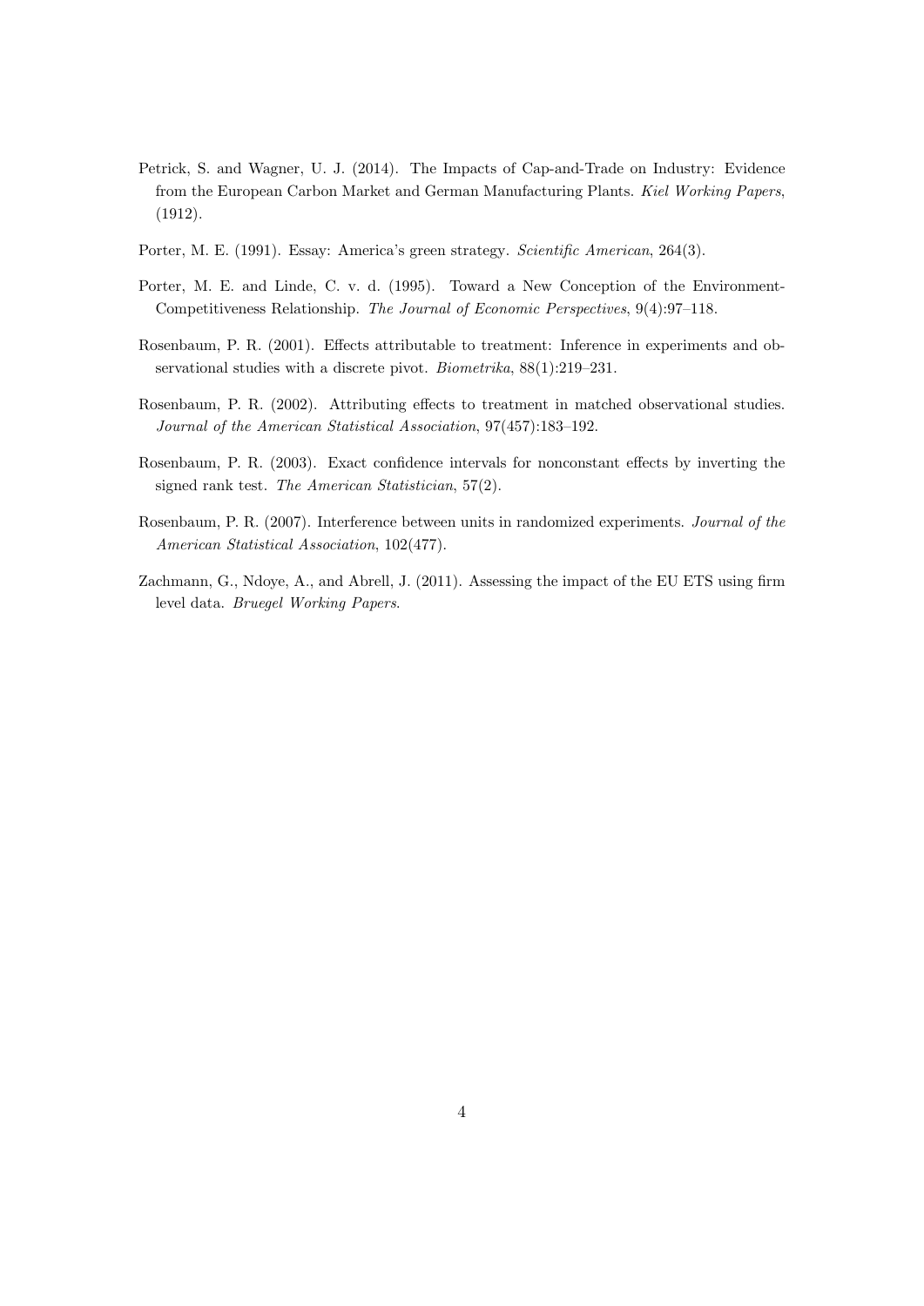Petrick, S. and Wagner, U. J. (2014). The Impacts of Cap-and-Trade on Industry: Evidence from the European Carbon Market and German Manufacturing Plants. *Kiel Working Papers*, (1912).

Porter, M. E. (1991). Essay: America's green strategy. *Scientific American*, 264(3).

Porter, M. E. and Linde, C. v. d. (1995). Toward a New Conception of the Environment-Competitiveness Relationship. *The Journal of Economic Perspectives*, 9(4):97–118.

Rosenbaum, P. R. (2001). Effects attributable to treatment: Inference in experiments and observational studies with a discrete pivot. *Biometrika*, 88(1):219–231.

Rosenbaum, P. R. (2002). Attributing effects to treatment in matched observational studies. *Journal of the American Statistical Association*, 97(457):183–192.

Rosenbaum, P. R. (2003). Exact confidence intervals for nonconstant effects by inverting the signed rank test. *The American Statistician*, 57(2).

Rosenbaum, P. R. (2007). Interference between units in randomized experiments. *Journal of the American Statistical Association*, 102(477).

Zachmann, G., Ndoye, A., and Abrell, J. (2011). Assessing the impact of the EU ETS using firm level data. *Bruegel Working Papers*.